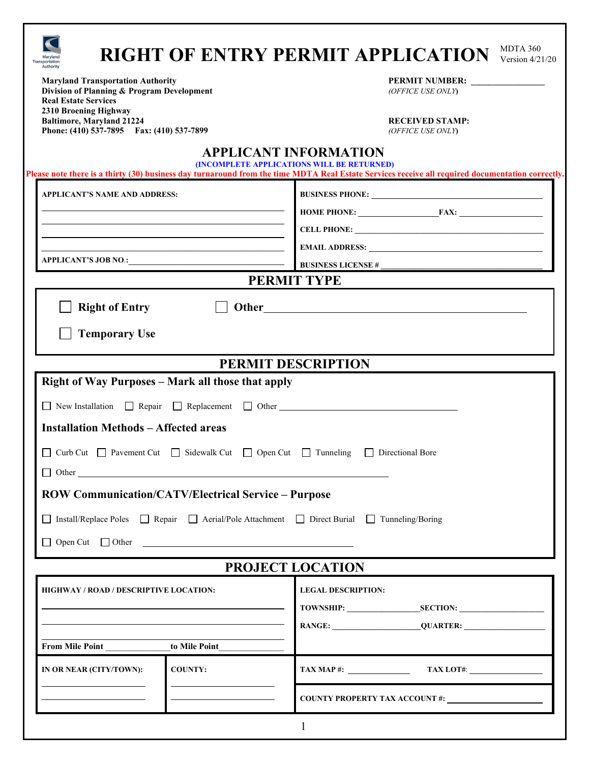# RIGHT OF ENTRY PERMIT APPLICATION

MDTA 360
Version 4/21/20

**Maryland Transportation Authority**
**Division of Planning & Program Development**
**Real Estate Services**
**2310 Broening Highway**
**Baltimore, Maryland 21224**
**Phone: (410) 537-7895 Fax: (410) 537-7899**

**PERMIT NUMBER:** ________________
*(OFFICE USE ONLY)*

**RECEIVED STAMP:**
*(OFFICE USE ONLY)*

## APPLICANT INFORMATION

**(INCOMPLETE APPLICATIONS WILL BE RETURNED)**

**Please note there is a thirty (30) business day turnaround from the time MDTA Real Estate Services receive all required documentation correctly.**

| | |
|---|---|
| **APPLICANT'S NAME AND ADDRESS:** | **BUSINESS PHONE:** |
| | **HOME PHONE:** ____________ **FAX:** ____________ |
| | **CELL PHONE:** |
| | **EMAIL ADDRESS:** |
| **APPLICANT'S JOB NO.:** | **BUSINESS LICENSE #** |

## PERMIT TYPE

☐ Right of Entry ☐ Other ____________________

☐ Temporary Use

## PERMIT DESCRIPTION

### Right of Way Purposes – Mark all those that apply

☐ New Installation ☐ Repair ☐ Replacement ☐ Other ____________________

### Installation Methods – Affected areas

☐ Curb Cut ☐ Pavement Cut ☐ Sidewalk Cut ☐ Open Cut ☐ Tunneling ☐ Directional Bore

☐ Other ____________________

### ROW Communication/CATV/Electrical Service – Purpose

☐ Install/Replace Poles ☐ Repair ☐ Aerial/Pole Attachment ☐ Direct Burial ☐ Tunneling/Boring

☐ Open Cut ☐ Other ____________________

## PROJECT LOCATION

| | | |
|---|---|---|
| **HIGHWAY / ROAD / DESCRIPTIVE LOCATION:** | | **LEGAL DESCRIPTION:** |
| | | **TOWNSHIP:** ____________ **SECTION:** ____________ |
| | | **RANGE:** ____________ **QUARTER:** ____________ |
| **From Mile Point** ________ **to Mile Point** ________ | | |
| **IN OR NEAR (CITY/TOWN):** | **COUNTY:** | **TAX MAP #:** ____________ **TAX LOT#:** ____________ |
| | | **COUNTY PROPERTY TAX ACCOUNT #:** ____________ |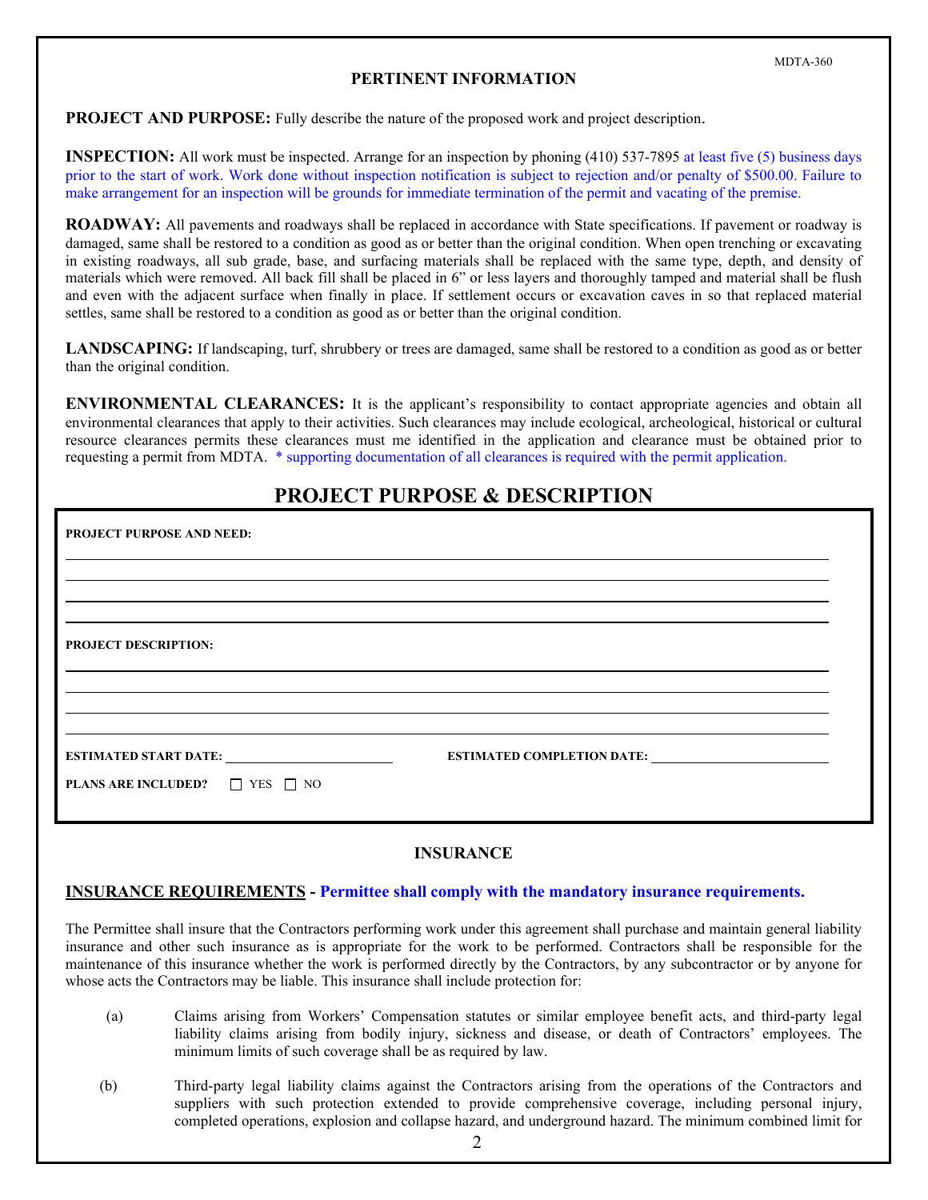MDTA-360

## PERTINENT INFORMATION

**PROJECT AND PURPOSE:** Fully describe the nature of the proposed work and project description.

**INSPECTION:** All work must be inspected. Arrange for an inspection by phoning (410) 537-7895 at least five (5) business days prior to the start of work. Work done without inspection notification is subject to rejection and/or penalty of $500.00. Failure to make arrangement for an inspection will be grounds for immediate termination of the permit and vacating of the premise.

**ROADWAY:** All pavements and roadways shall be replaced in accordance with State specifications. If pavement or roadway is damaged, same shall be restored to a condition as good as or better than the original condition. When open trenching or excavating in existing roadways, all sub grade, base, and surfacing materials shall be replaced with the same type, depth, and density of materials which were removed. All back fill shall be placed in 6" or less layers and thoroughly tamped and material shall be flush and even with the adjacent surface when finally in place. If settlement occurs or excavation caves in so that replaced material settles, same shall be restored to a condition as good as or better than the original condition.

**LANDSCAPING:** If landscaping, turf, shrubbery or trees are damaged, same shall be restored to a condition as good as or better than the original condition.

**ENVIRONMENTAL CLEARANCES:** It is the applicant's responsibility to contact appropriate agencies and obtain all environmental clearances that apply to their activities. Such clearances may include ecological, archeological, historical or cultural resource clearances permits these clearances must me identified in the application and clearance must be obtained prior to requesting a permit from MDTA. * supporting documentation of all clearances is required with the permit application.

## PROJECT PURPOSE & DESCRIPTION

**PROJECT PURPOSE AND NEED:**

______________________________________________________________________

______________________________________________________________________

______________________________________________________________________

______________________________________________________________________

**PROJECT DESCRIPTION:**

______________________________________________________________________

______________________________________________________________________

______________________________________________________________________

______________________________________________________________________

**ESTIMATED START DATE:** ____________________ **ESTIMATED COMPLETION DATE:** ____________________

**PLANS ARE INCLUDED?** ☐ YES ☐ NO

## INSURANCE

**INSURANCE REQUIREMENTS - Permittee shall comply with the mandatory insurance requirements.**

The Permittee shall insure that the Contractors performing work under this agreement shall purchase and maintain general liability insurance and other such insurance as is appropriate for the work to be performed. Contractors shall be responsible for the maintenance of this insurance whether the work is performed directly by the Contractors, by any subcontractor or by anyone for whose acts the Contractors may be liable. This insurance shall include protection for:

(a) Claims arising from Workers' Compensation statutes or similar employee benefit acts, and third-party legal liability claims arising from bodily injury, sickness and disease, or death of Contractors' employees. The minimum limits of such coverage shall be as required by law.

(b) Third-party legal liability claims against the Contractors arising from the operations of the Contractors and suppliers with such protection extended to provide comprehensive coverage, including personal injury, completed operations, explosion and collapse hazard, and underground hazard. The minimum combined limit for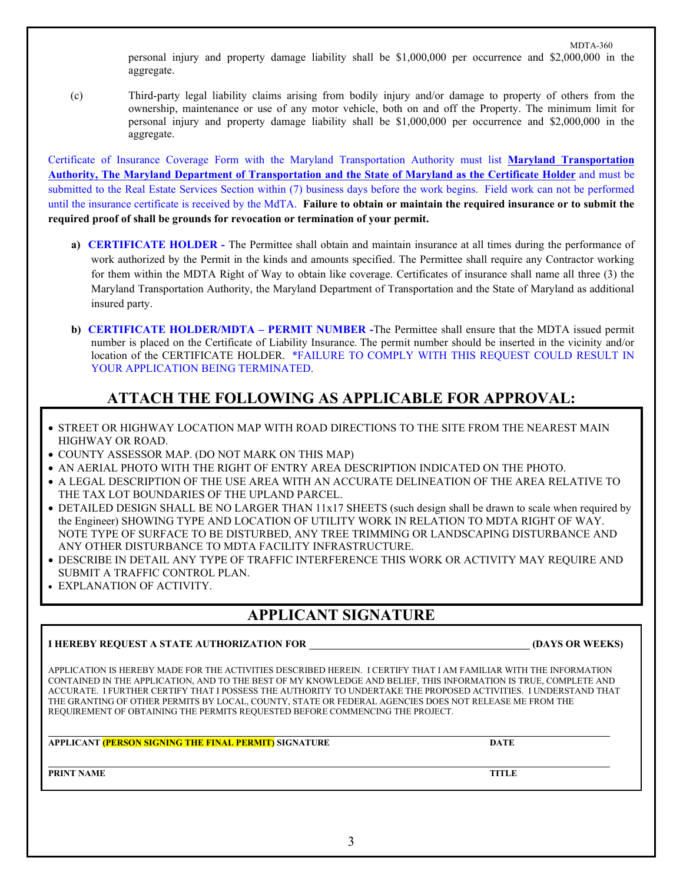personal injury and property damage liability shall be $1,000,000 per occurrence and $2,000,000 in the aggregate.

(c) Third-party legal liability claims arising from bodily injury and/or damage to property of others from the ownership, maintenance or use of any motor vehicle, both on and off the Property. The minimum limit for personal injury and property damage liability shall be $1,000,000 per occurrence and $2,000,000 in the aggregate.

Certificate of Insurance Coverage Form with the Maryland Transportation Authority must list **Maryland Transportation Authority, The Maryland Department of Transportation and the State of Maryland as the Certificate Holder** and must be submitted to the Real Estate Services Section within (7) business days before the work begins. Field work can not be performed until the insurance certificate is received by the MdTA. **Failure to obtain or maintain the required insurance or to submit the required proof of shall be grounds for revocation or termination of your permit.**

**a) CERTIFICATE HOLDER -** The Permittee shall obtain and maintain insurance at all times during the performance of work authorized by the Permit in the kinds and amounts specified. The Permittee shall require any Contractor working for them within the MDTA Right of Way to obtain like coverage. Certificates of insurance shall name all three (3) the Maryland Transportation Authority, the Maryland Department of Transportation and the State of Maryland as additional insured party.

**b) CERTIFICATE HOLDER/MDTA – PERMIT NUMBER -**The Permittee shall ensure that the MDTA issued permit number is placed on the Certificate of Liability Insurance. The permit number should be inserted in the vicinity and/or location of the CERTIFICATE HOLDER. *FAILURE TO COMPLY WITH THIS REQUEST COULD RESULT IN YOUR APPLICATION BEING TERMINATED.

## ATTACH THE FOLLOWING AS APPLICABLE FOR APPROVAL:

- STREET OR HIGHWAY LOCATION MAP WITH ROAD DIRECTIONS TO THE SITE FROM THE NEAREST MAIN HIGHWAY OR ROAD.
- COUNTY ASSESSOR MAP. (DO NOT MARK ON THIS MAP)
- AN AERIAL PHOTO WITH THE RIGHT OF ENTRY AREA DESCRIPTION INDICATED ON THE PHOTO.
- A LEGAL DESCRIPTION OF THE USE AREA WITH AN ACCURATE DELINEATION OF THE AREA RELATIVE TO THE TAX LOT BOUNDARIES OF THE UPLAND PARCEL.
- DETAILED DESIGN SHALL BE NO LARGER THAN 11x17 SHEETS (such design shall be drawn to scale when required by the Engineer) SHOWING TYPE AND LOCATION OF UTILITY WORK IN RELATION TO MDTA RIGHT OF WAY. NOTE TYPE OF SURFACE TO BE DISTURBED, ANY TREE TRIMMING OR LANDSCAPING DISTURBANCE AND ANY OTHER DISTURBANCE TO MDTA FACILITY INFRASTRUCTURE.
- DESCRIBE IN DETAIL ANY TYPE OF TRAFFIC INTERFERENCE THIS WORK OR ACTIVITY MAY REQUIRE AND SUBMIT A TRAFFIC CONTROL PLAN.
- EXPLANATION OF ACTIVITY.

## APPLICANT SIGNATURE

**I HEREBY REQUEST A STATE AUTHORIZATION FOR ________________________ (DAYS OR WEEKS)**

APPLICATION IS HEREBY MADE FOR THE ACTIVITIES DESCRIBED HEREIN. I CERTIFY THAT I AM FAMILIAR WITH THE INFORMATION CONTAINED IN THE APPLICATION, AND TO THE BEST OF MY KNOWLEDGE AND BELIEF, THIS INFORMATION IS TRUE, COMPLETE AND ACCURATE. I FURTHER CERTIFY THAT I POSSESS THE AUTHORITY TO UNDERTAKE THE PROPOSED ACTIVITIES. I UNDERSTAND THAT THE GRANTING OF OTHER PERMITS BY LOCAL, COUNTY, STATE OR FEDERAL AGENCIES DOES NOT RELEASE ME FROM THE REQUIREMENT OF OBTAINING THE PERMITS REQUESTED BEFORE COMMENCING THE PROJECT.

________________________________________________________________________

**APPLICANT (PERSON SIGNING THE FINAL PERMIT) SIGNATURE** **DATE**

________________________________________________________________________

**PRINT NAME** **TITLE**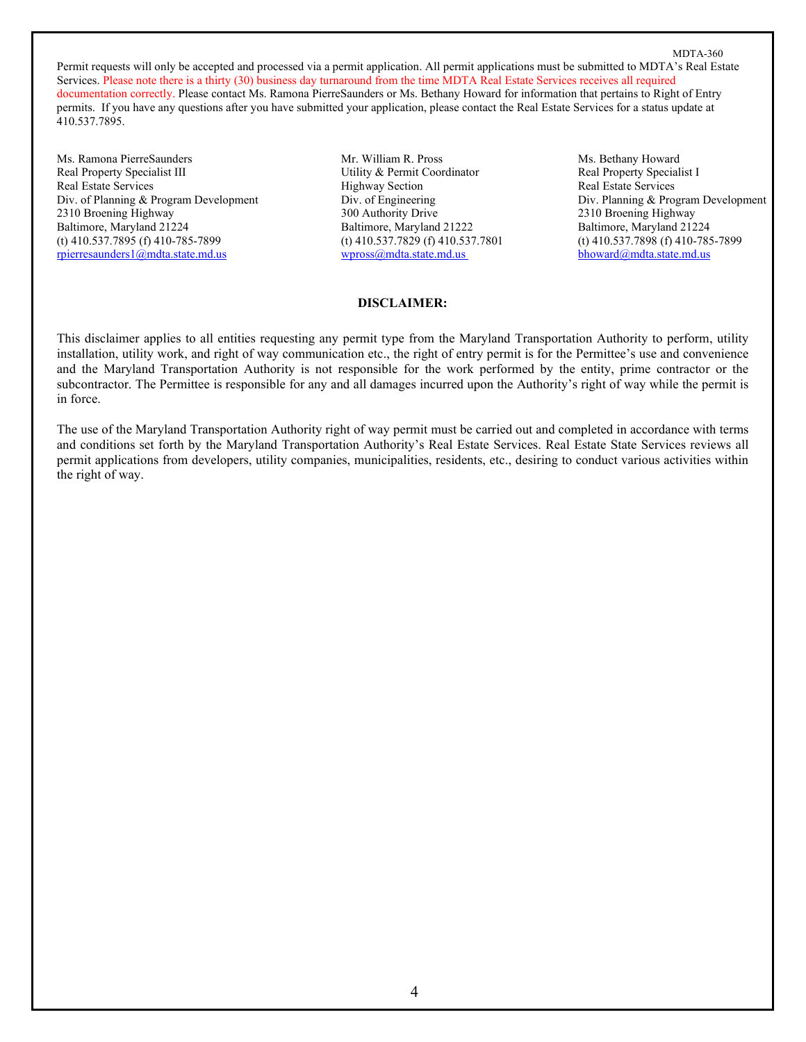MDTA-360

Permit requests will only be accepted and processed via a permit application. All permit applications must be submitted to MDTA's Real Estate Services. Please note there is a thirty (30) business day turnaround from the time MDTA Real Estate Services receives all required documentation correctly. Please contact Ms. Ramona PierreSaunders or Ms. Bethany Howard for information that pertains to Right of Entry permits. If you have any questions after you have submitted your application, please contact the Real Estate Services for a status update at 410.537.7895.

Ms. Ramona PierreSaunders
Real Property Specialist III
Real Estate Services
Div. of Planning & Program Development
2310 Broening Highway
Baltimore, Maryland 21224
(t) 410.537.7895 (f) 410-785-7899
rpierresaunders1@mdta.state.md.us

Mr. William R. Pross
Utility & Permit Coordinator
Highway Section
Div. of Engineering
300 Authority Drive
Baltimore, Maryland 21222
(t) 410.537.7829 (f) 410.537.7801
wpross@mdta.state.md.us

Ms. Bethany Howard
Real Property Specialist I
Real Estate Services
Div. Planning & Program Development
2310 Broening Highway
Baltimore, Maryland 21224
(t) 410.537.7898 (f) 410-785-7899
bhoward@mdta.state.md.us

**DISCLAIMER:**

This disclaimer applies to all entities requesting any permit type from the Maryland Transportation Authority to perform, utility installation, utility work, and right of way communication etc., the right of entry permit is for the Permittee's use and convenience and the Maryland Transportation Authority is not responsible for the work performed by the entity, prime contractor or the subcontractor. The Permittee is responsible for any and all damages incurred upon the Authority's right of way while the permit is in force.

The use of the Maryland Transportation Authority right of way permit must be carried out and completed in accordance with terms and conditions set forth by the Maryland Transportation Authority's Real Estate Services. Real Estate State Services reviews all permit applications from developers, utility companies, municipalities, residents, etc., desiring to conduct various activities within the right of way.